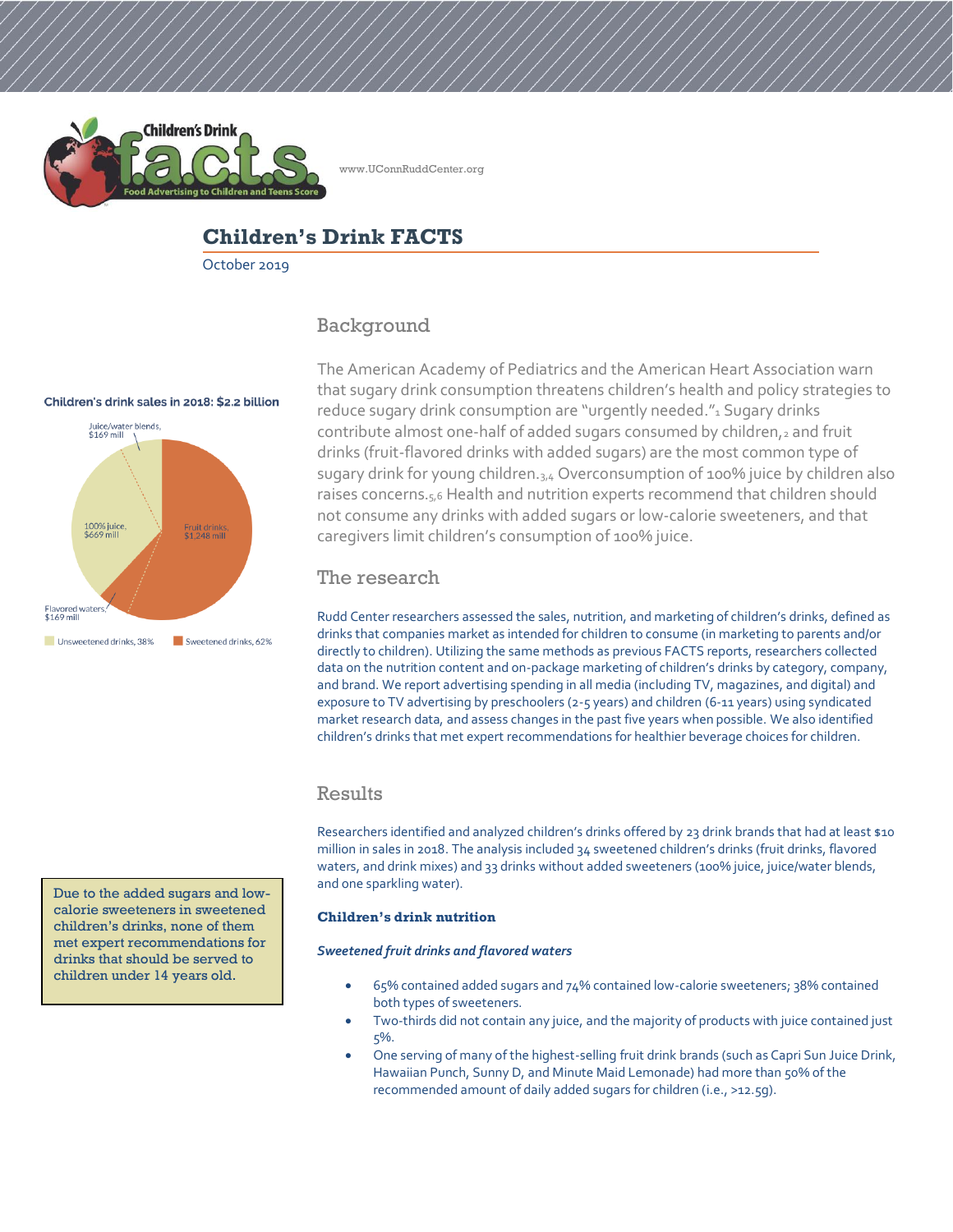# Children's Drink FACTS

October 2019

## Background

The American Academy of Pediatrics and the American Heart Association warn that sugary drink consumption threatens children's health and policy strategies to reduce sugary drink consumption are "urgently needed."[1] Sugary drinks contribute almost one-half of added sugars consumed by children,[2] and fruit drinks (fruit-flavored drinks with added sugars) are the most common type of sugary drink for young children.[3,4] Overconsumption of 100% juice by children also raises concerns.[5,6] Health and nutrition experts recommend that children should not consume any drinks with added sugars or low-calorie sweeteners, and that caregivers limit children's consumption of 100% juice.

**Children's drink sales in 2018: $2.2 billion**

- Fruit drinks, $1,248 mill
- 100% juice, $669 mill
- Juice/water blends, $169 mill
- Flavored waters, $169 mill

Unsweetened drinks, 38% | Sweetened drinks, 62%

## The research

Rudd Center researchers assessed the sales, nutrition, and marketing of children's drinks, defined as drinks that companies market as intended for children to consume (in marketing to parents and/or directly to children). Utilizing the same methods as previous FACTS reports, researchers collected data on the nutrition content and on-package marketing of children's drinks by category, company, and brand. We report advertising spending in all media (including TV, magazines, and digital) and exposure to TV advertising by preschoolers (2-5 years) and children (6-11 years) using syndicated market research data, and assess changes in the past five years when possible. We also identified children's drinks that met expert recommendations for healthier beverage choices for children.

## Results

Researchers identified and analyzed children's drinks offered by 23 drink brands that had at least $10 million in sales in 2018. The analysis included 34 sweetened children's drinks (fruit drinks, flavored waters, and drink mixes) and 33 drinks without added sweeteners (100% juice, juice/water blends, and one sparkling water).

> Due to the added sugars and low-calorie sweeteners in sweetened children's drinks, none of them met expert recommendations for drinks that should be served to children under 14 years old.

### Children's drink nutrition

*Sweetened fruit drinks and flavored waters*

- 65% contained added sugars and 74% contained low-calorie sweeteners; 38% contained both types of sweeteners.
- Two-thirds did not contain any juice, and the majority of products with juice contained just 5%.
- One serving of many of the highest-selling fruit drink brands (such as Capri Sun Juice Drink, Hawaiian Punch, Sunny D, and Minute Maid Lemonade) had more than 50% of the recommended amount of daily added sugars for children (i.e., >12.5g).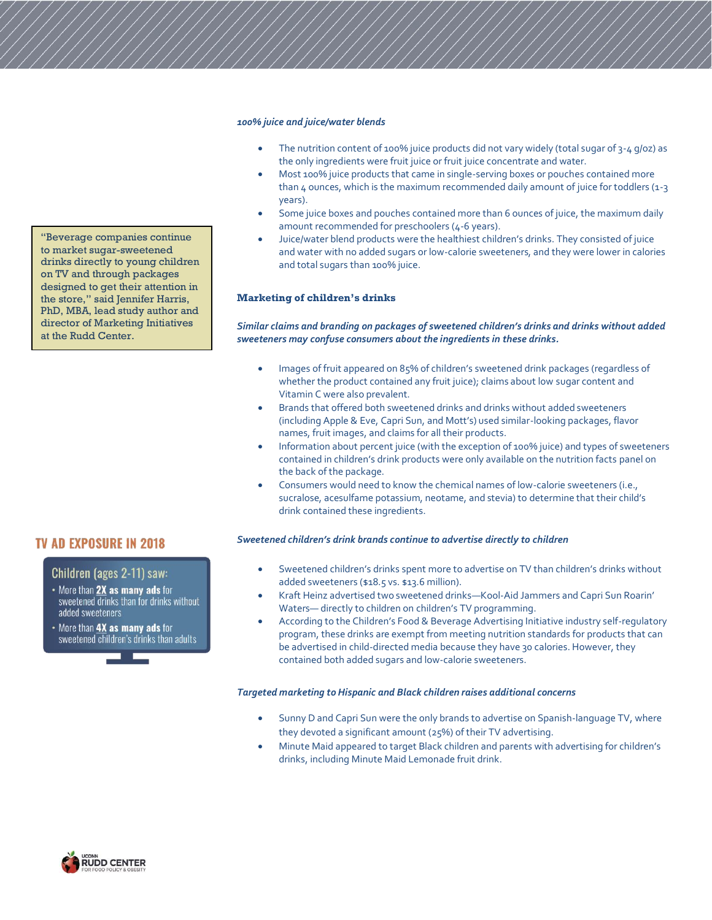*100% juice and juice/water blends*

- The nutrition content of 100% juice products did not vary widely (total sugar of 3-4 g/oz) as the only ingredients were fruit juice or fruit juice concentrate and water.
- Most 100% juice products that came in single-serving boxes or pouches contained more than 4 ounces, which is the maximum recommended daily amount of juice for toddlers (1-3 years).
- Some juice boxes and pouches contained more than 6 ounces of juice, the maximum daily amount recommended for preschoolers (4-6 years).
- Juice/water blend products were the healthiest children's drinks. They consisted of juice and water with no added sugars or low-calorie sweeteners, and they were lower in calories and total sugars than 100% juice.

"Beverage companies continue to market sugar-sweetened drinks directly to young children on TV and through packages designed to get their attention in the store," said Jennifer Harris, PhD, MBA, lead study author and director of Marketing Initiatives at the Rudd Center.

### Marketing of children's drinks

***Similar claims and branding on packages of sweetened children's drinks and drinks without added sweeteners may confuse consumers about the ingredients in these drinks.***

- Images of fruit appeared on 85% of children's sweetened drink packages (regardless of whether the product contained any fruit juice); claims about low sugar content and Vitamin C were also prevalent.
- Brands that offered both sweetened drinks and drinks without added sweeteners (including Apple & Eve, Capri Sun, and Mott's) used similar-looking packages, flavor names, fruit images, and claims for all their products.
- Information about percent juice (with the exception of 100% juice) and types of sweeteners contained in children's drink products were only available on the nutrition facts panel on the back of the package.
- Consumers would need to know the chemical names of low-calorie sweeteners (i.e., sucralose, acesulfame potassium, neotame, and stevia) to determine that their child's drink contained these ingredients.

*Sweetened children's drink brands continue to advertise directly to children*

- Sweetened children's drinks spent more to advertise on TV than children's drinks without added sweeteners ($18.5 vs. $13.6 million).
- Kraft Heinz advertised two sweetened drinks—Kool-Aid Jammers and Capri Sun Roarin' Waters— directly to children on children's TV programming.
- According to the Children's Food & Beverage Advertising Initiative industry self-regulatory program, these drinks are exempt from meeting nutrition standards for products that can be advertised in child-directed media because they have 30 calories. However, they contained both added sugars and low-calorie sweeteners.

#### TV AD EXPOSURE IN 2018

Children (ages 2-11) saw:

- More than **2X as many ads** for sweetened drinks than for drinks without added sweeteners
- More than **4X as many ads** for sweetened children's drinks than adults

*Targeted marketing to Hispanic and Black children raises additional concerns*

- Sunny D and Capri Sun were the only brands to advertise on Spanish-language TV, where they devoted a significant amount (25%) of their TV advertising.
- Minute Maid appeared to target Black children and parents with advertising for children's drinks, including Minute Maid Lemonade fruit drink.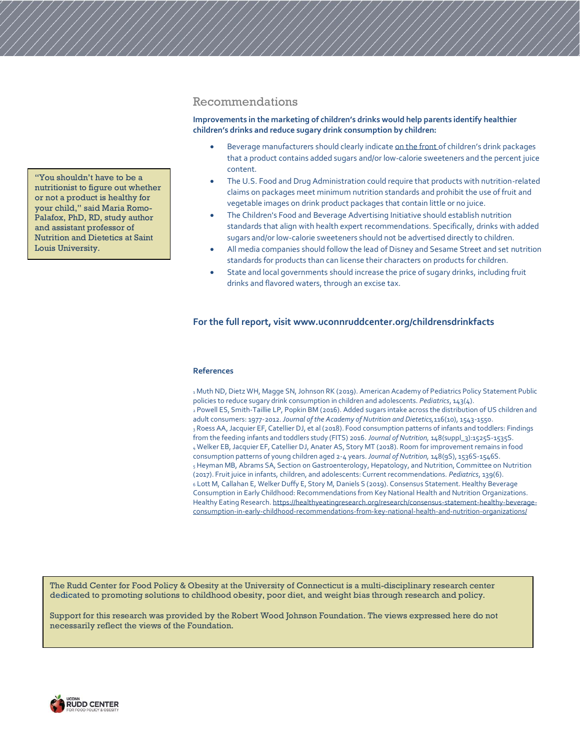"You shouldn't have to be a nutritionist to figure out whether or not a product is healthy for your child," said Maria Romo-Palafox, PhD, RD, study author and assistant professor of Nutrition and Dietetics at Saint Louis University.

## Recommendations

**Improvements in the marketing of children's drinks would help parents identify healthier children's drinks and reduce sugary drink consumption by children:**

- Beverage manufacturers should clearly indicate on the front of children's drink packages that a product contains added sugars and/or low-calorie sweeteners and the percent juice content.
- The U.S. Food and Drug Administration could require that products with nutrition-related claims on packages meet minimum nutrition standards and prohibit the use of fruit and vegetable images on drink product packages that contain little or no juice.
- The Children's Food and Beverage Advertising Initiative should establish nutrition standards that align with health expert recommendations. Specifically, drinks with added sugars and/or low-calorie sweeteners should not be advertised directly to children.
- All media companies should follow the lead of Disney and Sesame Street and set nutrition standards for products than can license their characters on products for children.
- State and local governments should increase the price of sugary drinks, including fruit drinks and flavored waters, through an excise tax.

**For the full report, visit www.uconnruddcenter.org/childrensdrinkfacts**

### References

[1] Muth ND, Dietz WH, Magge SN, Johnson RK (2019). American Academy of Pediatrics Policy Statement Public policies to reduce sugary drink consumption in children and adolescents. *Pediatrics*, 143(4).
[2] Powell ES, Smith-Taillie LP, Popkin BM (2016). Added sugars intake across the distribution of US children and adult consumers: 1977-2012. *Journal of the Academy of Nutrition and Dietetics,*116(10), 1543-1550.
[3] Roess AA, Jacquier EF, Catellier DJ, et al (2018). Food consumption patterns of infants and toddlers: Findings from the feeding infants and toddlers study (FITS) 2016. *Journal of Nutrition,* 148(suppl_3):1525S-1535S.
[4] Welker EB, Jacquier EF, Catellier DJ, Anater AS, Story MT (2018). Room for improvement remains in food consumption patterns of young children aged 2-4 years. *Journal of Nutrition,* 148(9S), 1536S-1546S.
[5] Heyman MB, Abrams SA, Section on Gastroenterology, Hepatology, and Nutrition, Committee on Nutrition (2017). Fruit juice in infants, children, and adolescents: Current recommendations. *Pediatrics*, 139(6).
[6] Lott M, Callahan E, Welker Duffy E, Story M, Daniels S (2019). Consensus Statement. Healthy Beverage Consumption in Early Childhood: Recommendations from Key National Health and Nutrition Organizations. Healthy Eating Research. https://healthyeatingresearch.org/research/consensus-statement-healthy-beverage-consumption-in-early-childhood-recommendations-from-key-national-health-and-nutrition-organizations/

The Rudd Center for Food Policy & Obesity at the University of Connecticut is a multi-disciplinary research center dedicated to promoting solutions to childhood obesity, poor diet, and weight bias through research and policy.

Support for this research was provided by the Robert Wood Johnson Foundation. The views expressed here do not necessarily reflect the views of the Foundation.

UCONN RUDD CENTER FOR FOOD POLICY & OBESITY